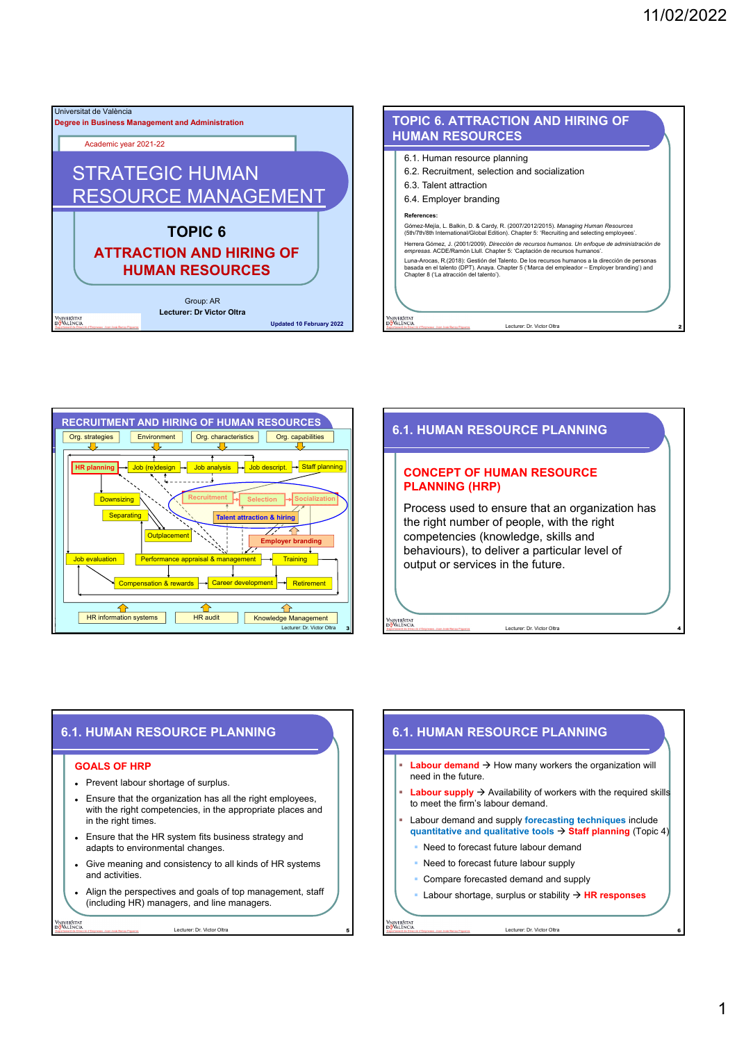Universitat de València

**Degree in Business Management and Administration**

Academic year 2021-22

# STRATEGIC HUMAN RESOURCE MANAGEMENT

## TOPIC 6

## ATTRACTION AND HIRING OF HUMAN RESOURCES

Group: AR

**Lecturer: Dr Victor Oltra**

Updated 10 February 2022

---

## TOPIC 6. ATTRACTION AND HIRING OF HUMAN RESOURCES

6.1. Human resource planning

6.2. Recruitment, selection and socialization

6.3. Talent attraction

6.4. Employer branding

**References:**

Gómez-Mejia, L. Balkin, D. & Cardy, R. (2007/2012/2015). *Managing Human Resources* (5th/7th/8th International/Global Edition). Chapter 5: 'Recruiting and selecting employees'.

Herrera Gómez, J. (2001/2009). *Dirección de recursos humanos. Un enfoque de administración de empresas*. ACDE/Ramón Llull. Chapter 5: 'Captación de recursos humanos'.

Luna-Arocas, R.(2018): Gestión del Talento. De los recursos humanos a la dirección de personas basada en el talento (DPT). Anaya. Chapter 5 ('Marca del empleador – Employer branding') and Chapter 8 ('La atracción del talento').

---

## RECRUITMENT AND HIRING OF HUMAN RESOURCES

Org. strategies | Environment | Org. characteristics | Org. capabilities

HR planning → Job (re)design → Job analysis → Job descript. → Staff planning

Downsizing | Separating | Outplacement

Recruitment → Selection → Socialization | Talent attraction & hiring | Employer branding

Job evaluation | Performance appraisal & management | Training

Compensation & rewards | Career development | Retirement

HR information systems | HR audit | Knowledge Management

---

## 6.1. HUMAN RESOURCE PLANNING

### CONCEPT OF HUMAN RESOURCE PLANNING (HRP)

Process used to ensure that an organization has the right number of people, with the right competencies (knowledge, skills and behaviours), to deliver a particular level of output or services in the future.

---

## 6.1. HUMAN RESOURCE PLANNING

### GOALS OF HRP

- Prevent labour shortage of surplus.
- Ensure that the organization has all the right employees, with the right competencies, in the appropriate places and in the right times.
- Ensure that the HR system fits business strategy and adapts to environmental changes.
- Give meaning and consistency to all kinds of HR systems and activities.
- Align the perspectives and goals of top management, staff (including HR) managers, and line managers.

---

## 6.1. HUMAN RESOURCE PLANNING

- **Labour demand** → How many workers the organization will need in the future.
- **Labour supply** → Availability of workers with the required skills to meet the firm's labour demand.
- Labour demand and supply **forecasting techniques** include **quantitative and qualitative tools** → **Staff planning** (Topic 4)
  - Need to forecast future labour demand
  - Need to forecast future labour supply
  - Compare forecasted demand and supply
  - Labour shortage, surplus or stability → **HR responses**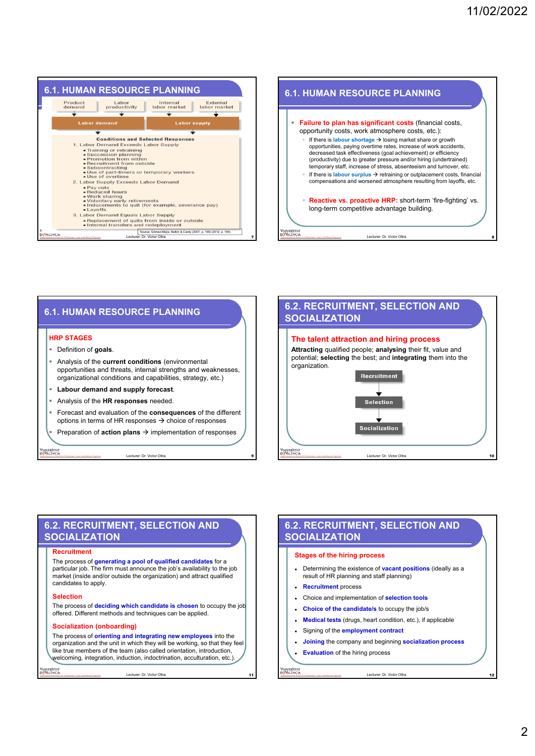## 6.1. HUMAN RESOURCE PLANNING

Product demand | Labor productivity | Internal labor market | External labor market

Labor demand → Labor supply

**Conditions and Selected Responses**

1. Labor Demand Exceeds Labor Supply
   - Training or retraining
   - Succession planning
   - Promotion from within
   - Recruitment from outside
   - Subcontracting
   - Use of part-timers or temporary workers
   - Use of overtime
2. Labor Supply Exceeds Labor Demand
   - Pay cuts
   - Reduced hours
   - Work sharing
   - Voluntary early retirements
   - Inducements to quit (for example, severance pay)
   - Layoffs
3. Labor Demand Equals Labor Supply
   - Replacement of quits from inside or outside
   - Internal transfers and redeployment

Source: Gómez-Mejía, Balkin & Cardy (2007, p. 148) (2012, p. 194)

## 6.1. HUMAN RESOURCE PLANNING

- **Failure to plan has significant costs** (financial costs, opportunity costs, work atmosphere costs, etc.):
  - If there is **labour shortage** → losing market share or growth opportunities, paying overtime rates, increase of work accidents, decreased task effectiveness (goal achievement) or efficiency (productivity) due to greater pressure and/or hiring (undertrained) temporary staff, increase of stress, absenteeism and turnover, etc.
  - If there is **labour surplus** → retraining or outplacement costs, financial compensations and worsened atmosphere resulting from layoffs, etc.
- **Reactive vs. proactive HRP:** short-term 'fire-fighting' vs. long-term competitive advantage building.

## 6.1. HUMAN RESOURCE PLANNING

**HRP STAGES**

- Definition of **goals**.
- Analysis of the **current conditions** (environmental opportunities and threats, internal strengths and weaknesses, organizational conditions and capabilities, strategy, etc.)
- **Labour demand and supply forecast**.
- Analysis of the **HR responses** needed.
- Forecast and evaluation of the **consequences** of the different options in terms of HR responses → choice of responses
- Preparation of **action plans** → implementation of responses

## 6.2. RECRUITMENT, SELECTION AND SOCIALIZATION

**The talent attraction and hiring process**

**Attracting** qualified people; **analysing** their fit, value and potential; **selecting** the best; and **integrating** them into the organization.

Recruitment → Selection → Socialization

## 6.2. RECRUITMENT, SELECTION AND SOCIALIZATION

**Recruitment**

The process of **generating a pool of qualified candidates** for a particular job. The firm must announce the job's availability to the job market (inside and/or outside the organization) and attract qualified candidates to apply.

**Selection**

The process of **deciding which candidate is chosen** to occupy the job offered. Different methods and techniques can be applied.

**Socialization (onboarding)**

The process of **orienting and integrating new employees** into the organization and the unit in which they will be working, so that they feel like true members of the team (also called orientation, introduction, welcoming, integration, induction, indoctrination, acculturation, etc.).

## 6.2. RECRUITMENT, SELECTION AND SOCIALIZATION

**Stages of the hiring process**

- Determining the existence of **vacant positions** (ideally as a result of HR planning and staff planning)
- **Recruitment** process
- Choice and implementation of **selection tools**
- **Choice of the candidate/s** to occupy the job/s
- **Medical tests** (drugs, heart condition, etc.), if applicable
- Signing of the **employment contract**
- **Joining** the company and beginning **socialization process**
- **Evaluation** of the hiring process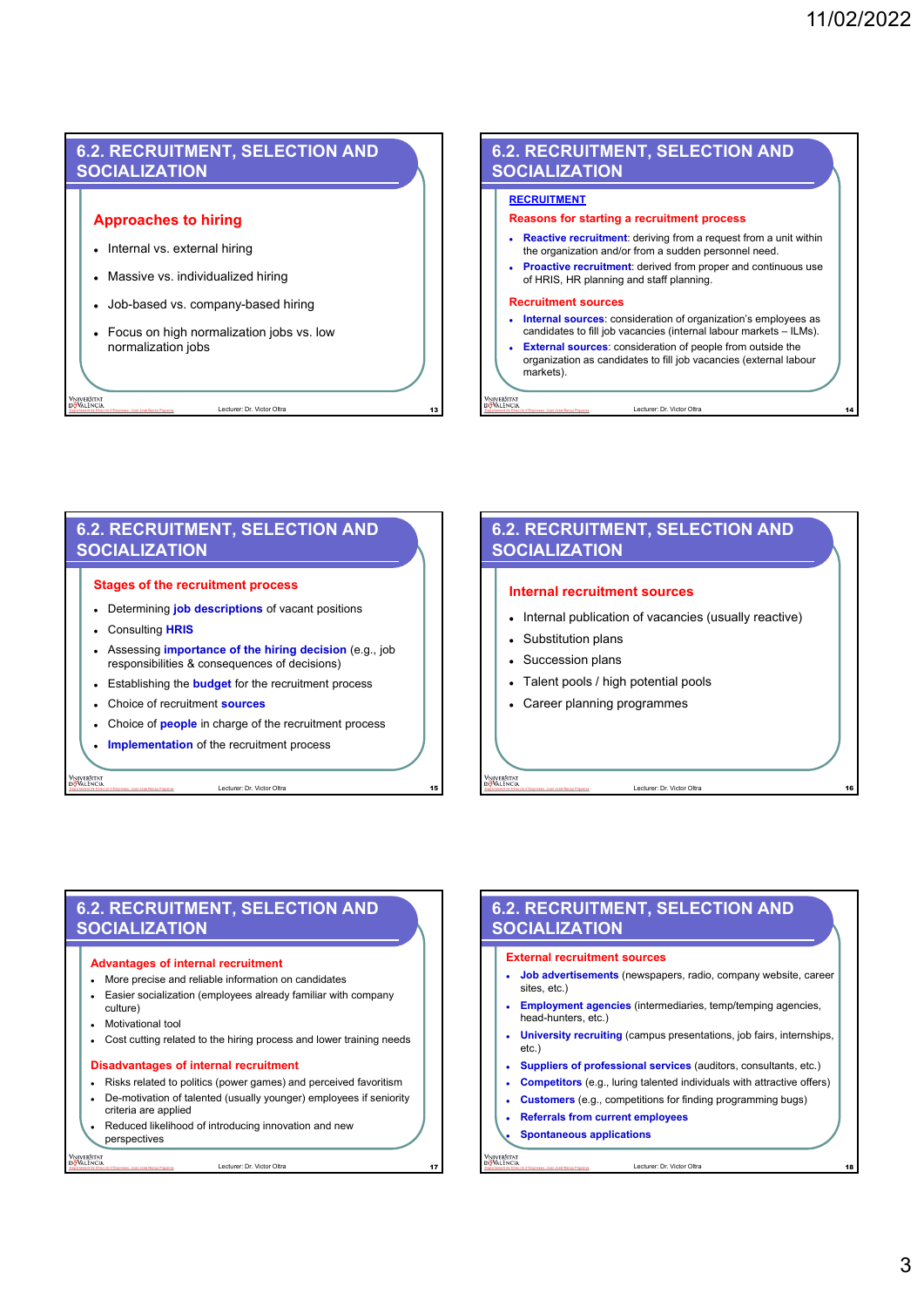## 6.2. RECRUITMENT, SELECTION AND SOCIALIZATION

### Approaches to hiring

- Internal vs. external hiring
- Massive vs. individualized hiring
- Job-based vs. company-based hiring
- Focus on high normalization jobs vs. low normalization jobs

## 6.2. RECRUITMENT, SELECTION AND SOCIALIZATION

**RECRUITMENT**

### Reasons for starting a recruitment process

- **Reactive recruitment**: deriving from a request from a unit within the organization and/or from a sudden personnel need.
- **Proactive recruitment**: derived from proper and continuous use of HRIS, HR planning and staff planning.

### Recruitment sources

- **Internal sources**: consideration of organization's employees as candidates to fill job vacancies (internal labour markets – ILMs).
- **External sources**: consideration of people from outside the organization as candidates to fill job vacancies (external labour markets).

## 6.2. RECRUITMENT, SELECTION AND SOCIALIZATION

### Stages of the recruitment process

- Determining **job descriptions** of vacant positions
- Consulting **HRIS**
- Assessing **importance of the hiring decision** (e.g., job responsibilities & consequences of decisions)
- Establishing the **budget** for the recruitment process
- Choice of recruitment **sources**
- Choice of **people** in charge of the recruitment process
- **Implementation** of the recruitment process

## 6.2. RECRUITMENT, SELECTION AND SOCIALIZATION

### Internal recruitment sources

- Internal publication of vacancies (usually reactive)
- Substitution plans
- Succession plans
- Talent pools / high potential pools
- Career planning programmes

## 6.2. RECRUITMENT, SELECTION AND SOCIALIZATION

### Advantages of internal recruitment

- More precise and reliable information on candidates
- Easier socialization (employees already familiar with company culture)
- Motivational tool
- Cost cutting related to the hiring process and lower training needs

### Disadvantages of internal recruitment

- Risks related to politics (power games) and perceived favoritism
- De-motivation of talented (usually younger) employees if seniority criteria are applied
- Reduced likelihood of introducing innovation and new perspectives

## 6.2. RECRUITMENT, SELECTION AND SOCIALIZATION

### External recruitment sources

- **Job advertisements** (newspapers, radio, company website, career sites, etc.)
- **Employment agencies** (intermediaries, temp/temping agencies, head-hunters, etc.)
- **University recruiting** (campus presentations, job fairs, internships, etc.)
- **Suppliers of professional services** (auditors, consultants, etc.)
- **Competitors** (e.g., luring talented individuals with attractive offers)
- **Customers** (e.g., competitions for finding programming bugs)
- **Referrals from current employees**
- **Spontaneous applications**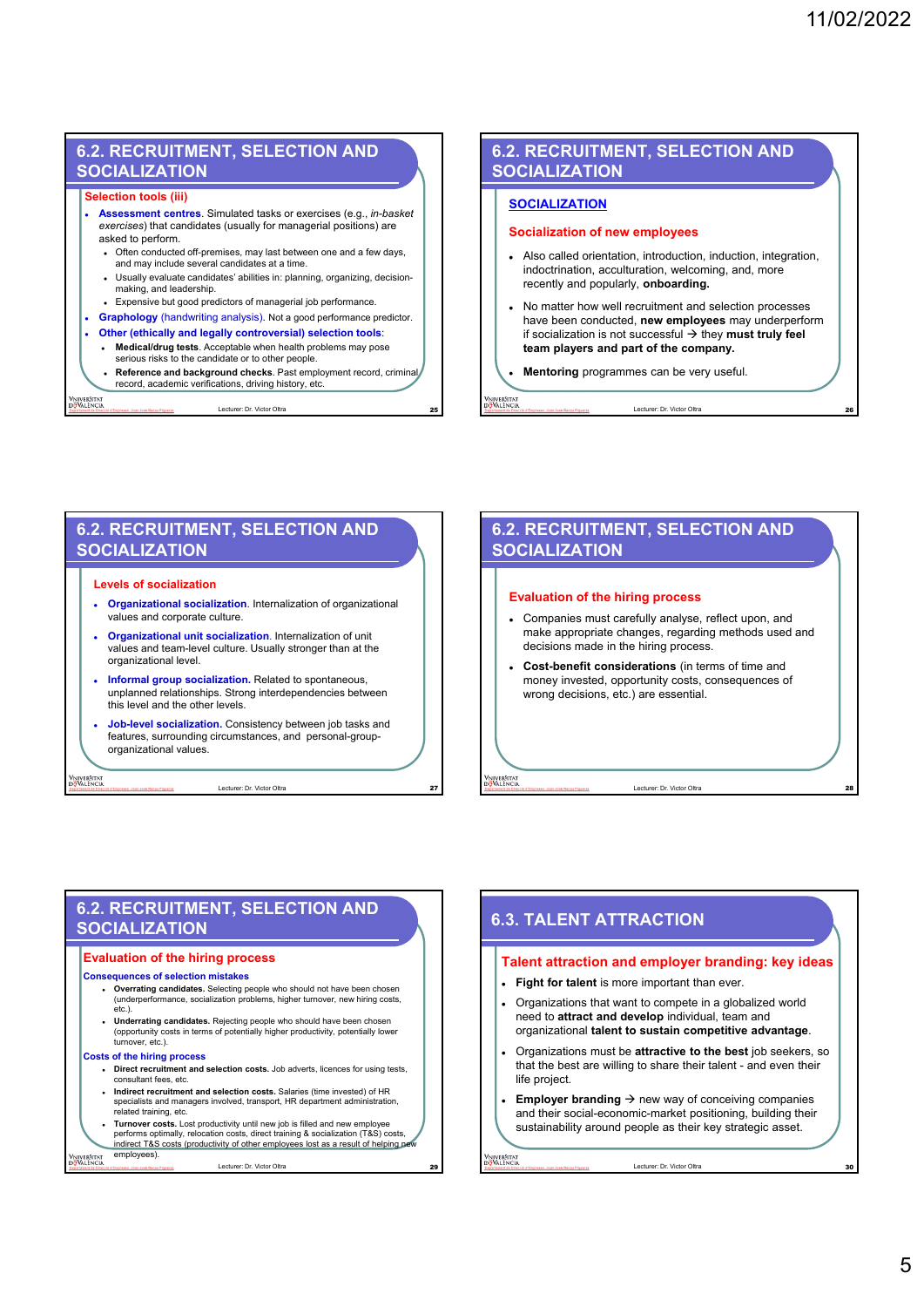## 6.2. RECRUITMENT, SELECTION AND SOCIALIZATION

### Selection tools (iii)

- **Assessment centres**. Simulated tasks or exercises (e.g., *in-basket exercises*) that candidates (usually for managerial positions) are asked to perform.
  - Often conducted off-premises, may last between one and a few days, and may include several candidates at a time.
  - Usually evaluate candidates' abilities in: planning, organizing, decision-making, and leadership.
  - Expensive but good predictors of managerial job performance.
- **Graphology** (handwriting analysis). Not a good performance predictor.
- **Other (ethically and legally controversial) selection tools**:
  - **Medical/drug tests**. Acceptable when health problems may pose serious risks to the candidate or to other people.
  - **Reference and background checks**. Past employment record, criminal record, academic verifications, driving history, etc.

Lecturer: Dr. Victor Oltra

## 6.2. RECRUITMENT, SELECTION AND SOCIALIZATION

### SOCIALIZATION

### Socialization of new employees

- Also called orientation, introduction, induction, integration, indoctrination, acculturation, welcoming, and, more recently and popularly, **onboarding.**
- No matter how well recruitment and selection processes have been conducted, **new employees** may underperform if socialization is not successful → they **must truly feel team players and part of the company.**
- **Mentoring** programmes can be very useful.

Lecturer: Dr. Victor Oltra

## 6.2. RECRUITMENT, SELECTION AND SOCIALIZATION

### Levels of socialization

- **Organizational socialization**. Internalization of organizational values and corporate culture.
- **Organizational unit socialization**. Internalization of unit values and team-level culture. Usually stronger than at the organizational level.
- **Informal group socialization.** Related to spontaneous, unplanned relationships. Strong interdependencies between this level and the other levels.
- **Job-level socialization.** Consistency between job tasks and features, surrounding circumstances, and personal-group-organizational values.

Lecturer: Dr. Victor Oltra

## 6.2. RECRUITMENT, SELECTION AND SOCIALIZATION

### Evaluation of the hiring process

- Companies must carefully analyse, reflect upon, and make appropriate changes, regarding methods used and decisions made in the hiring process.
- **Cost-benefit considerations** (in terms of time and money invested, opportunity costs, consequences of wrong decisions, etc.) are essential.

Lecturer: Dr. Victor Oltra

## 6.2. RECRUITMENT, SELECTION AND SOCIALIZATION

### Evaluation of the hiring process

**Consequences of selection mistakes**

- **Overrating candidates.** Selecting people who should not have been chosen (underperformance, socialization problems, higher turnover, new hiring costs, etc.).
- **Underrating candidates.** Rejecting people who should have been chosen (opportunity costs in terms of potentially higher productivity, potentially lower turnover, etc.).

**Costs of the hiring process**

- **Direct recruitment and selection costs.** Job adverts, licences for using tests, consultant fees, etc.
- **Indirect recruitment and selection costs.** Salaries (time invested) of HR specialists and managers involved, transport, HR department administration, related training, etc.
- **Turnover costs.** Lost productivity until new job is filled and new employee performs optimally, relocation costs, direct training & socialization (T&S) costs, indirect T&S costs (productivity of other employees lost as a result of helping new employees).

Lecturer: Dr. Victor Oltra

## 6.3. TALENT ATTRACTION

### Talent attraction and employer branding: key ideas

- **Fight for talent** is more important than ever.
- Organizations that want to compete in a globalized world need to **attract and develop** individual, team and organizational **talent to sustain competitive advantage**.
- Organizations must be **attractive to the best** job seekers, so that the best are willing to share their talent - and even their life project.
- **Employer branding** → new way of conceiving companies and their social-economic-market positioning, building their sustainability around people as their key strategic asset.

Lecturer: Dr. Victor Oltra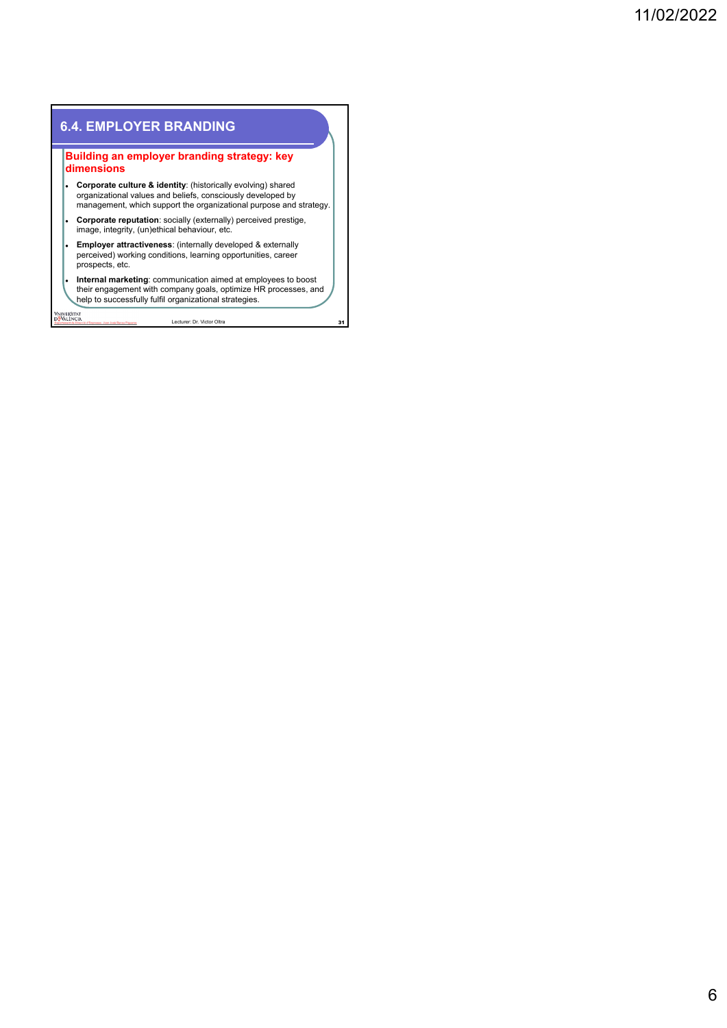## 6.4. EMPLOYER BRANDING

### Building an employer branding strategy: key dimensions

- **Corporate culture & identity**: (historically evolving) shared organizational values and beliefs, consciously developed by management, which support the organizational purpose and strategy.
- **Corporate reputation**: socially (externally) perceived prestige, image, integrity, (un)ethical behaviour, etc.
- **Employer attractiveness**: (internally developed & externally perceived) working conditions, learning opportunities, career prospects, etc.
- **Internal marketing**: communication aimed at employees to boost their engagement with company goals, optimize HR processes, and help to successfully fulfil organizational strategies.

Lecturer: Dr. Victor Oltra